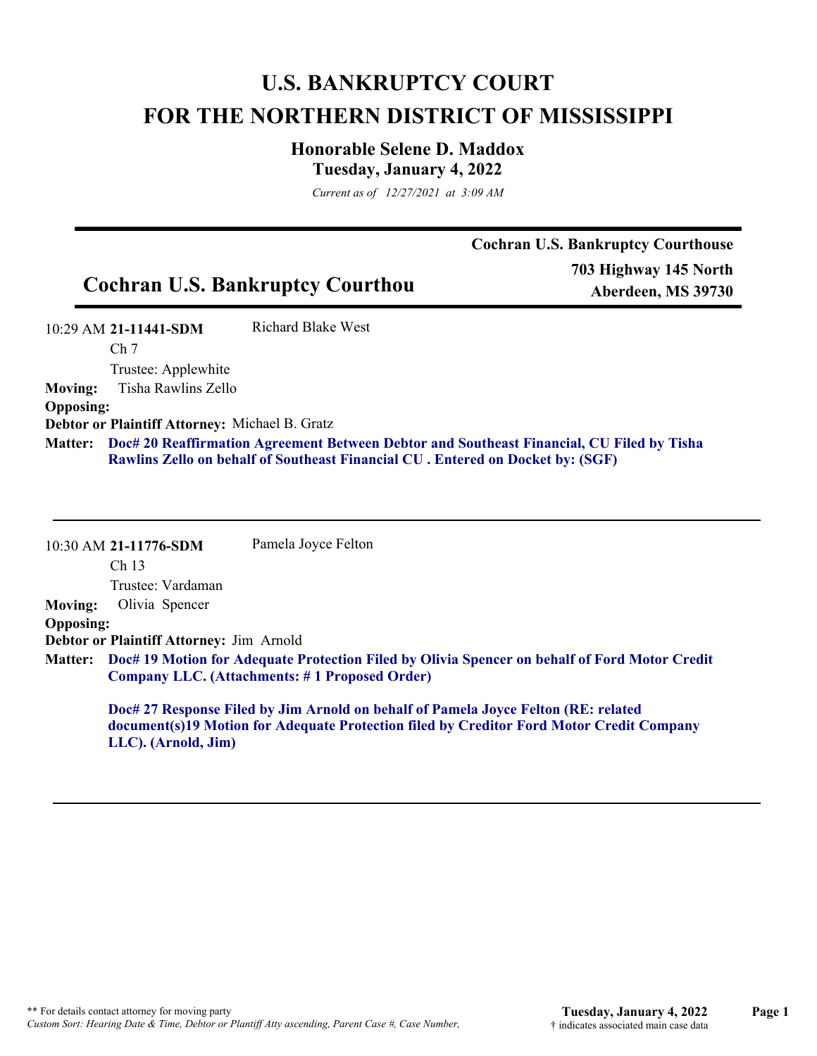# U.S. BANKRUPTCY COURT
# FOR THE NORTHERN DISTRICT OF MISSISSIPPI

## Honorable Selene D. Maddox
### Tuesday, January 4, 2022

*Current as of 12/27/2021 at 3:09 AM*

---

**Cochran U.S. Bankruptcy Courthouse**

## Cochran U.S. Bankruptcy Courthou

**703 Highway 145 North**
**Aberdeen, MS 39730**

---

10:29 AM **21-11441-SDM** Richard Blake West

Ch 7

Trustee: Applewhite

**Moving:** Tisha Rawlins Zello

**Opposing:**

**Debtor or Plaintiff Attorney:** Michael B. Gratz

**Matter:** **Doc# 20 Reaffirmation Agreement Between Debtor and Southeast Financial, CU Filed by Tisha Rawlins Zello on behalf of Southeast Financial CU . Entered on Docket by: (SGF)**

---

10:30 AM **21-11776-SDM** Pamela Joyce Felton

Ch 13

Trustee: Vardaman

**Moving:** Olivia Spencer

**Opposing:**

**Debtor or Plaintiff Attorney:** Jim Arnold

**Matter:** **Doc# 19 Motion for Adequate Protection Filed by Olivia Spencer on behalf of Ford Motor Credit Company LLC. (Attachments: # 1 Proposed Order)**

**Doc# 27 Response Filed by Jim Arnold on behalf of Pamela Joyce Felton (RE: related document(s)19 Motion for Adequate Protection filed by Creditor Ford Motor Credit Company LLC). (Arnold, Jim)**

---

** For details contact attorney for moving party

*Custom Sort: Hearing Date & Time, Debtor or Plantiff Atty ascending, Parent Case #, Case Number,*

† indicates associated main case data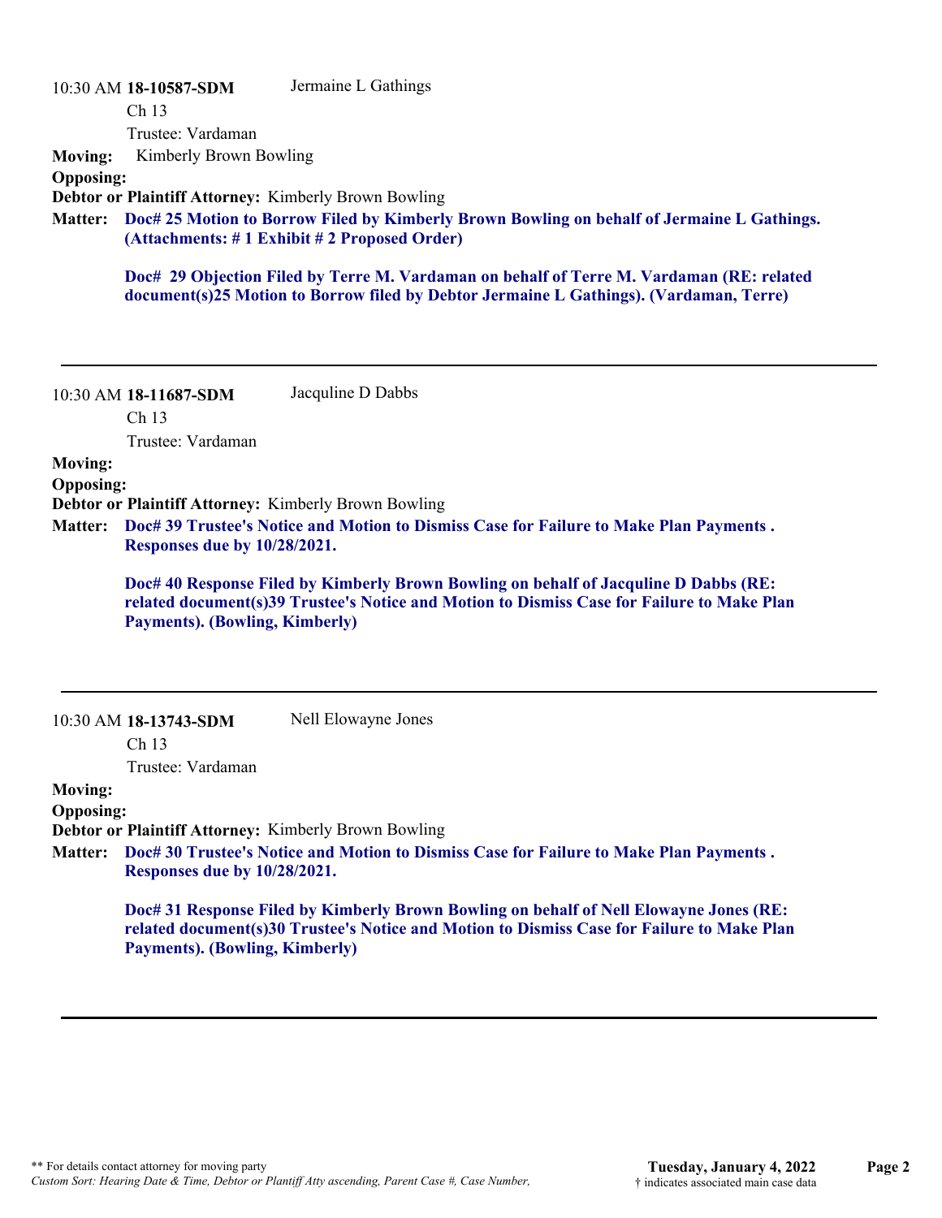10:30 AM **18-10587-SDM** Jermaine L Gathings

Ch 13

Trustee: Vardaman

**Moving:** Kimberly Brown Bowling

**Opposing:**

**Debtor or Plaintiff Attorney:** Kimberly Brown Bowling

**Matter:** **Doc# 25 Motion to Borrow Filed by Kimberly Brown Bowling on behalf of Jermaine L Gathings. (Attachments: # 1 Exhibit # 2 Proposed Order)**

**Doc# 29 Objection Filed by Terre M. Vardaman on behalf of Terre M. Vardaman (RE: related document(s)25 Motion to Borrow filed by Debtor Jermaine L Gathings). (Vardaman, Terre)**

---

10:30 AM **18-11687-SDM** Jacquline D Dabbs

Ch 13

Trustee: Vardaman

**Moving:**

**Opposing:**

**Debtor or Plaintiff Attorney:** Kimberly Brown Bowling

**Matter:** **Doc# 39 Trustee's Notice and Motion to Dismiss Case for Failure to Make Plan Payments . Responses due by 10/28/2021.**

**Doc# 40 Response Filed by Kimberly Brown Bowling on behalf of Jacquline D Dabbs (RE: related document(s)39 Trustee's Notice and Motion to Dismiss Case for Failure to Make Plan Payments). (Bowling, Kimberly)**

---

10:30 AM **18-13743-SDM** Nell Elowayne Jones

Ch 13

Trustee: Vardaman

**Moving:**

**Opposing:**

**Debtor or Plaintiff Attorney:** Kimberly Brown Bowling

**Matter:** **Doc# 30 Trustee's Notice and Motion to Dismiss Case for Failure to Make Plan Payments . Responses due by 10/28/2021.**

**Doc# 31 Response Filed by Kimberly Brown Bowling on behalf of Nell Elowayne Jones (RE: related document(s)30 Trustee's Notice and Motion to Dismiss Case for Failure to Make Plan Payments). (Bowling, Kimberly)**

---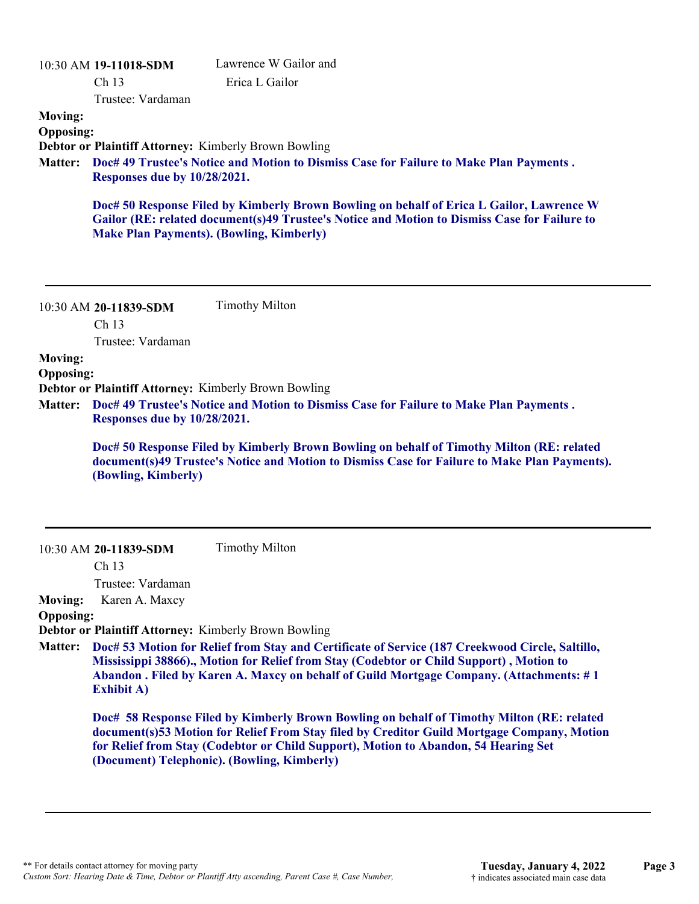10:30 AM **19-11018-SDM**
Ch 13
Trustee: Vardaman

Lawrence W Gailor and
Erica L Gailor

**Moving:**
**Opposing:**
**Debtor or Plaintiff Attorney:** Kimberly Brown Bowling
**Matter:** **Doc# 49 Trustee's Notice and Motion to Dismiss Case for Failure to Make Plan Payments . Responses due by 10/28/2021.**

**Doc# 50 Response Filed by Kimberly Brown Bowling on behalf of Erica L Gailor, Lawrence W Gailor (RE: related document(s)49 Trustee's Notice and Motion to Dismiss Case for Failure to Make Plan Payments). (Bowling, Kimberly)**

---

10:30 AM **20-11839-SDM**
Ch 13
Trustee: Vardaman

Timothy Milton

**Moving:**
**Opposing:**
**Debtor or Plaintiff Attorney:** Kimberly Brown Bowling
**Matter:** **Doc# 49 Trustee's Notice and Motion to Dismiss Case for Failure to Make Plan Payments . Responses due by 10/28/2021.**

**Doc# 50 Response Filed by Kimberly Brown Bowling on behalf of Timothy Milton (RE: related document(s)49 Trustee's Notice and Motion to Dismiss Case for Failure to Make Plan Payments). (Bowling, Kimberly)**

---

10:30 AM **20-11839-SDM**
Ch 13
Trustee: Vardaman

Timothy Milton

**Moving:** Karen A. Maxcy
**Opposing:**
**Debtor or Plaintiff Attorney:** Kimberly Brown Bowling
**Matter:** **Doc# 53 Motion for Relief from Stay and Certificate of Service (187 Creekwood Circle, Saltillo, Mississippi 38866)., Motion for Relief from Stay (Codebtor or Child Support) , Motion to Abandon . Filed by Karen A. Maxcy on behalf of Guild Mortgage Company. (Attachments: # 1 Exhibit A)**

**Doc# 58 Response Filed by Kimberly Brown Bowling on behalf of Timothy Milton (RE: related document(s)53 Motion for Relief From Stay filed by Creditor Guild Mortgage Company, Motion for Relief from Stay (Codebtor or Child Support), Motion to Abandon, 54 Hearing Set (Document) Telephonic). (Bowling, Kimberly)**

---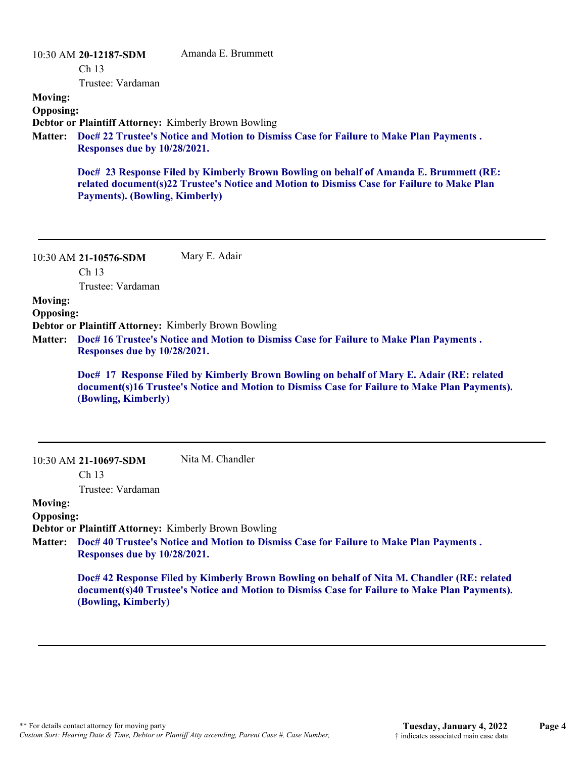10:30 AM **20-12187-SDM** Amanda E. Brummett

Ch 13

Trustee: Vardaman

**Moving:**

**Opposing:**

**Debtor or Plaintiff Attorney:** Kimberly Brown Bowling

**Matter:** **Doc# 22 Trustee's Notice and Motion to Dismiss Case for Failure to Make Plan Payments . Responses due by 10/28/2021.**

**Doc# 23 Response Filed by Kimberly Brown Bowling on behalf of Amanda E. Brummett (RE: related document(s)22 Trustee's Notice and Motion to Dismiss Case for Failure to Make Plan Payments). (Bowling, Kimberly)**

---

10:30 AM **21-10576-SDM** Mary E. Adair

Ch 13

Trustee: Vardaman

**Moving:**

**Opposing:**

**Debtor or Plaintiff Attorney:** Kimberly Brown Bowling

**Matter:** **Doc# 16 Trustee's Notice and Motion to Dismiss Case for Failure to Make Plan Payments . Responses due by 10/28/2021.**

**Doc# 17 Response Filed by Kimberly Brown Bowling on behalf of Mary E. Adair (RE: related document(s)16 Trustee's Notice and Motion to Dismiss Case for Failure to Make Plan Payments). (Bowling, Kimberly)**

---

10:30 AM **21-10697-SDM** Nita M. Chandler

Ch 13

Trustee: Vardaman

**Moving:**

**Opposing:**

**Debtor or Plaintiff Attorney:** Kimberly Brown Bowling

**Matter:** **Doc# 40 Trustee's Notice and Motion to Dismiss Case for Failure to Make Plan Payments . Responses due by 10/28/2021.**

**Doc# 42 Response Filed by Kimberly Brown Bowling on behalf of Nita M. Chandler (RE: related document(s)40 Trustee's Notice and Motion to Dismiss Case for Failure to Make Plan Payments). (Bowling, Kimberly)**

---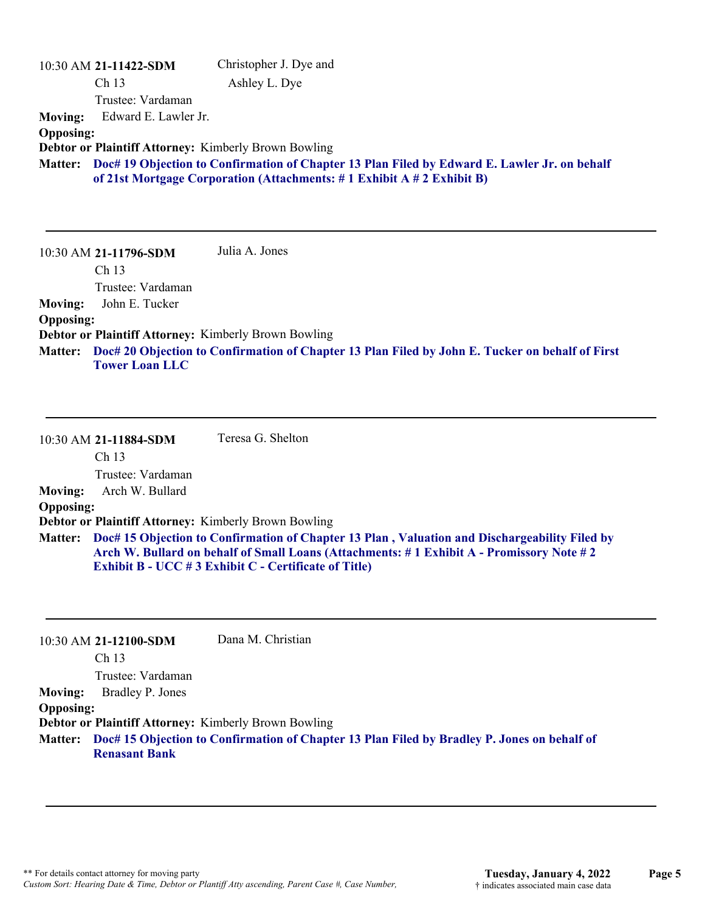10:30 AM **21-11422-SDM** Christopher J. Dye and Ashley L. Dye

Ch 13

Trustee: Vardaman

**Moving:** Edward E. Lawler Jr.

**Opposing:**

**Debtor or Plaintiff Attorney:** Kimberly Brown Bowling

**Matter:** **Doc# 19 Objection to Confirmation of Chapter 13 Plan Filed by Edward E. Lawler Jr. on behalf of 21st Mortgage Corporation (Attachments: # 1 Exhibit A # 2 Exhibit B)**

---

10:30 AM **21-11796-SDM** Julia A. Jones

Ch 13

Trustee: Vardaman

**Moving:** John E. Tucker

**Opposing:**

**Debtor or Plaintiff Attorney:** Kimberly Brown Bowling

**Matter:** **Doc# 20 Objection to Confirmation of Chapter 13 Plan Filed by John E. Tucker on behalf of First Tower Loan LLC**

---

10:30 AM **21-11884-SDM** Teresa G. Shelton

Ch 13

Trustee: Vardaman

**Moving:** Arch W. Bullard

**Opposing:**

**Debtor or Plaintiff Attorney:** Kimberly Brown Bowling

**Matter:** **Doc# 15 Objection to Confirmation of Chapter 13 Plan , Valuation and Dischargeability Filed by Arch W. Bullard on behalf of Small Loans (Attachments: # 1 Exhibit A - Promissory Note # 2 Exhibit B - UCC # 3 Exhibit C - Certificate of Title)**

---

10:30 AM **21-12100-SDM** Dana M. Christian

Ch 13

Trustee: Vardaman

**Moving:** Bradley P. Jones

**Opposing:**

**Debtor or Plaintiff Attorney:** Kimberly Brown Bowling

**Matter:** **Doc# 15 Objection to Confirmation of Chapter 13 Plan Filed by Bradley P. Jones on behalf of Renasant Bank**

---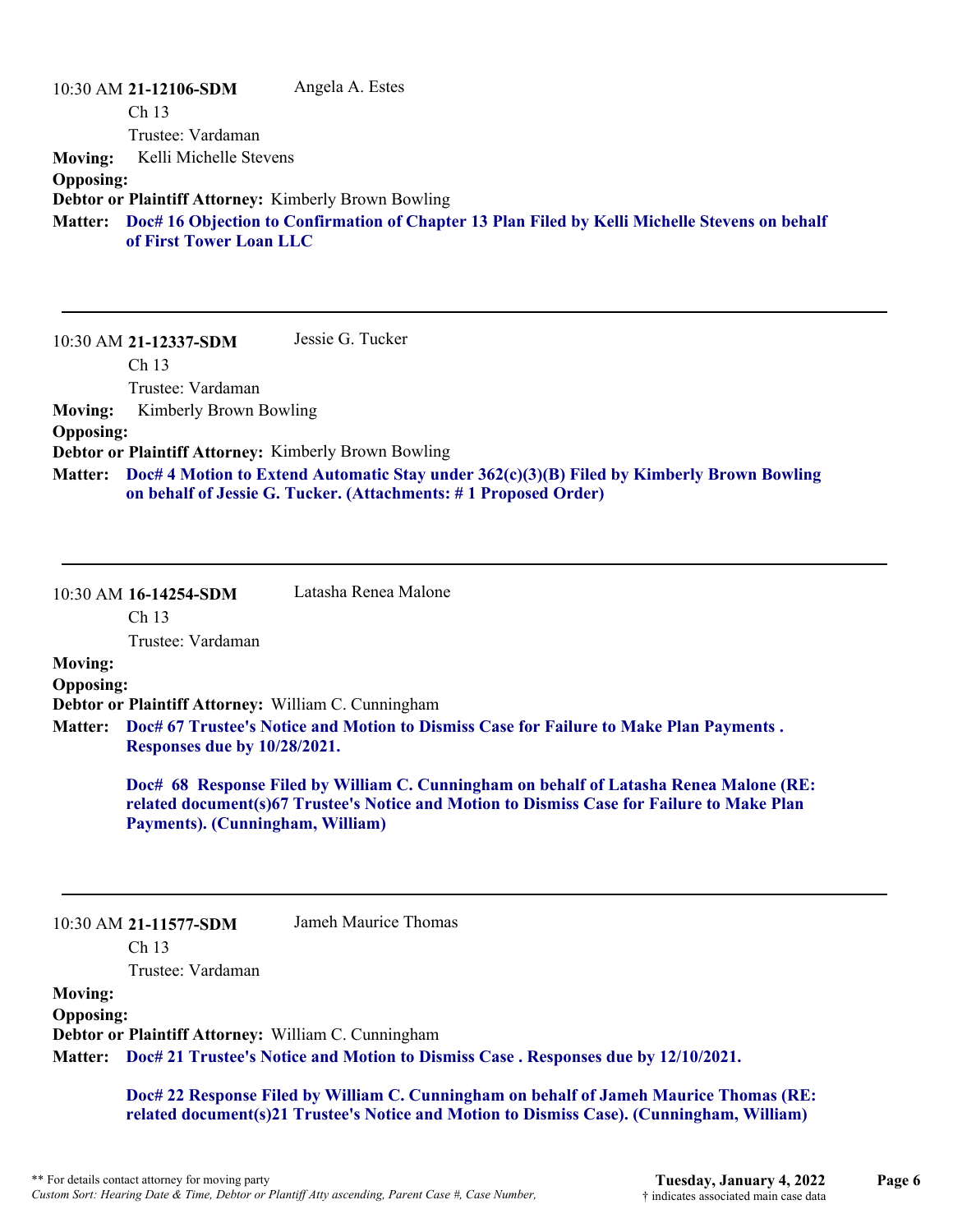10:30 AM **21-12106-SDM** Angela A. Estes

Ch 13

Trustee: Vardaman

**Moving:** Kelli Michelle Stevens

**Opposing:**

**Debtor or Plaintiff Attorney:** Kimberly Brown Bowling

**Matter:** **Doc# 16 Objection to Confirmation of Chapter 13 Plan Filed by Kelli Michelle Stevens on behalf of First Tower Loan LLC**

---

10:30 AM **21-12337-SDM** Jessie G. Tucker

Ch 13

Trustee: Vardaman

**Moving:** Kimberly Brown Bowling

**Opposing:**

**Debtor or Plaintiff Attorney:** Kimberly Brown Bowling

**Matter:** **Doc# 4 Motion to Extend Automatic Stay under 362(c)(3)(B) Filed by Kimberly Brown Bowling on behalf of Jessie G. Tucker. (Attachments: # 1 Proposed Order)**

---

10:30 AM **16-14254-SDM** Latasha Renea Malone

Ch 13

Trustee: Vardaman

**Moving:**

**Opposing:**

**Debtor or Plaintiff Attorney:** William C. Cunningham

**Matter:** **Doc# 67 Trustee's Notice and Motion to Dismiss Case for Failure to Make Plan Payments . Responses due by 10/28/2021.**

**Doc# 68 Response Filed by William C. Cunningham on behalf of Latasha Renea Malone (RE: related document(s)67 Trustee's Notice and Motion to Dismiss Case for Failure to Make Plan Payments). (Cunningham, William)**

---

10:30 AM **21-11577-SDM** Jameh Maurice Thomas

Ch 13

Trustee: Vardaman

**Moving:**

**Opposing:**

**Debtor or Plaintiff Attorney:** William C. Cunningham

**Matter:** **Doc# 21 Trustee's Notice and Motion to Dismiss Case . Responses due by 12/10/2021.**

**Doc# 22 Response Filed by William C. Cunningham on behalf of Jameh Maurice Thomas (RE: related document(s)21 Trustee's Notice and Motion to Dismiss Case). (Cunningham, William)**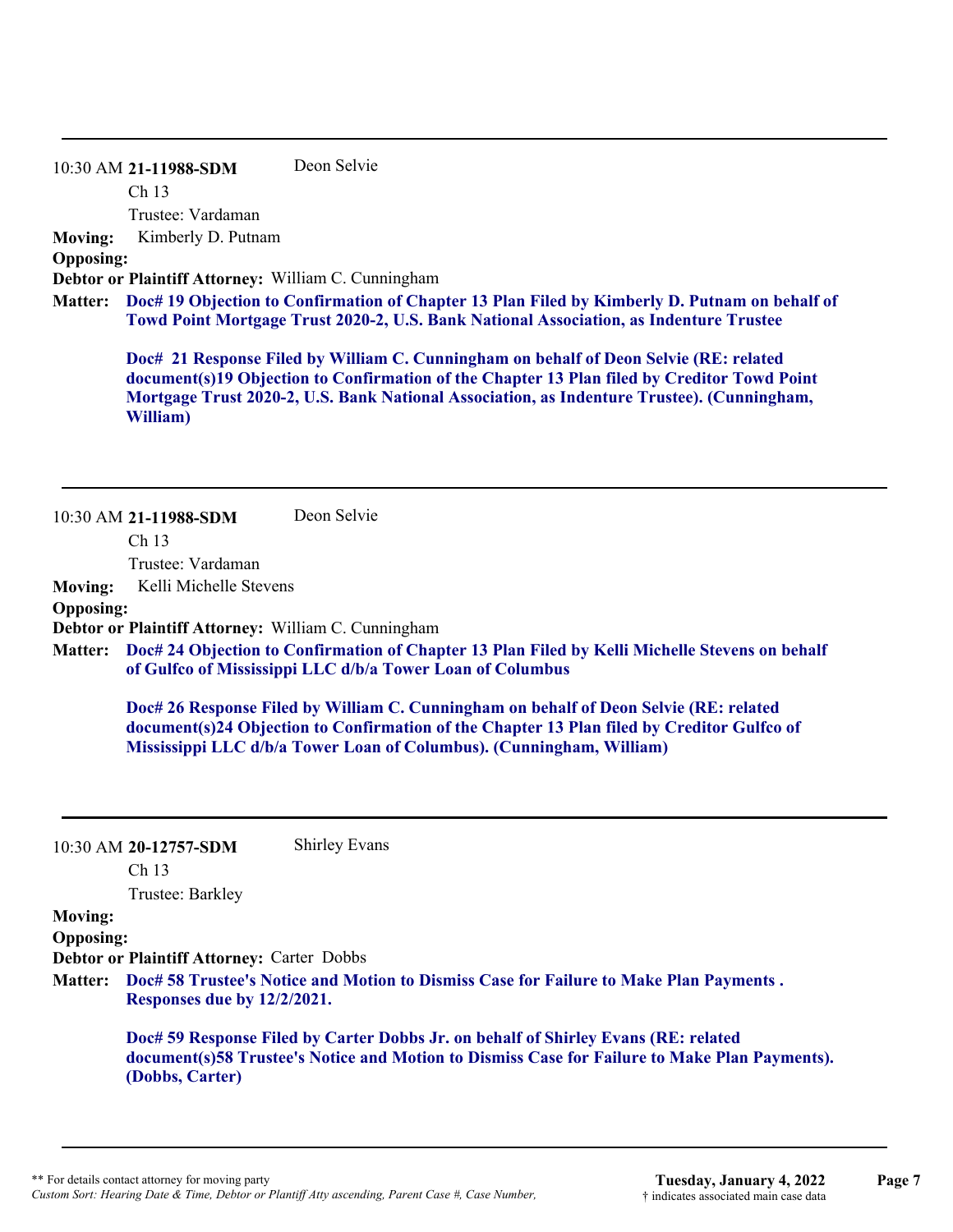---

10:30 AM **21-11988-SDM** Deon Selvie

Ch 13

Trustee: Vardaman

**Moving:** Kimberly D. Putnam

**Opposing:**

**Debtor or Plaintiff Attorney:** William C. Cunningham

**Matter:** **Doc# 19 Objection to Confirmation of Chapter 13 Plan Filed by Kimberly D. Putnam on behalf of Towd Point Mortgage Trust 2020-2, U.S. Bank National Association, as Indenture Trustee**

**Doc# 21 Response Filed by William C. Cunningham on behalf of Deon Selvie (RE: related document(s)19 Objection to Confirmation of the Chapter 13 Plan filed by Creditor Towd Point Mortgage Trust 2020-2, U.S. Bank National Association, as Indenture Trustee). (Cunningham, William)**

---

10:30 AM **21-11988-SDM** Deon Selvie

Ch 13

Trustee: Vardaman

**Moving:** Kelli Michelle Stevens

**Opposing:**

**Debtor or Plaintiff Attorney:** William C. Cunningham

**Matter:** **Doc# 24 Objection to Confirmation of Chapter 13 Plan Filed by Kelli Michelle Stevens on behalf of Gulfco of Mississippi LLC d/b/a Tower Loan of Columbus**

**Doc# 26 Response Filed by William C. Cunningham on behalf of Deon Selvie (RE: related document(s)24 Objection to Confirmation of the Chapter 13 Plan filed by Creditor Gulfco of Mississippi LLC d/b/a Tower Loan of Columbus). (Cunningham, William)**

---

10:30 AM **20-12757-SDM** Shirley Evans

Ch 13

Trustee: Barkley

**Moving:**

**Opposing:**

**Debtor or Plaintiff Attorney:** Carter Dobbs

**Matter:** **Doc# 58 Trustee's Notice and Motion to Dismiss Case for Failure to Make Plan Payments . Responses due by 12/2/2021.**

**Doc# 59 Response Filed by Carter Dobbs Jr. on behalf of Shirley Evans (RE: related document(s)58 Trustee's Notice and Motion to Dismiss Case for Failure to Make Plan Payments). (Dobbs, Carter)**

---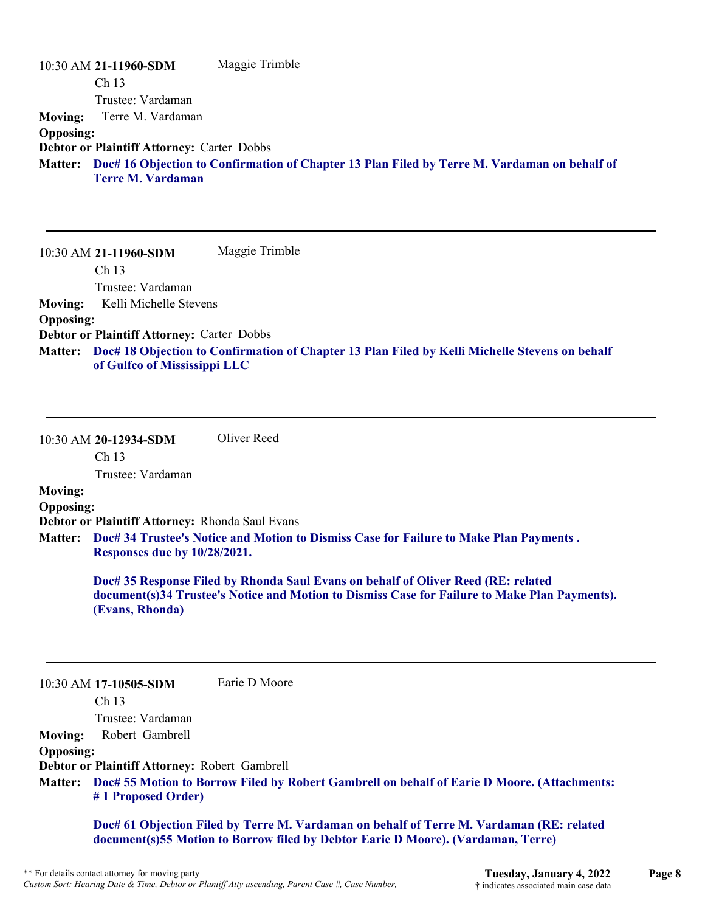10:30 AM **21-11960-SDM** Maggie Trimble

Ch 13

Trustee: Vardaman

**Moving:** Terre M. Vardaman

**Opposing:**

**Debtor or Plaintiff Attorney:** Carter Dobbs

**Matter:** **Doc# 16 Objection to Confirmation of Chapter 13 Plan Filed by Terre M. Vardaman on behalf of Terre M. Vardaman**

---

10:30 AM **21-11960-SDM** Maggie Trimble

Ch 13

Trustee: Vardaman

**Moving:** Kelli Michelle Stevens

**Opposing:**

**Debtor or Plaintiff Attorney:** Carter Dobbs

**Matter:** **Doc# 18 Objection to Confirmation of Chapter 13 Plan Filed by Kelli Michelle Stevens on behalf of Gulfco of Mississippi LLC**

---

10:30 AM **20-12934-SDM** Oliver Reed

Ch 13

Trustee: Vardaman

**Moving:**

**Opposing:**

**Debtor or Plaintiff Attorney:** Rhonda Saul Evans

**Matter:** **Doc# 34 Trustee's Notice and Motion to Dismiss Case for Failure to Make Plan Payments . Responses due by 10/28/2021.**

**Doc# 35 Response Filed by Rhonda Saul Evans on behalf of Oliver Reed (RE: related document(s)34 Trustee's Notice and Motion to Dismiss Case for Failure to Make Plan Payments). (Evans, Rhonda)**

---

10:30 AM **17-10505-SDM** Earie D Moore

Ch 13

Trustee: Vardaman

**Moving:** Robert Gambrell

**Opposing:**

**Debtor or Plaintiff Attorney:** Robert Gambrell

**Matter:** **Doc# 55 Motion to Borrow Filed by Robert Gambrell on behalf of Earie D Moore. (Attachments: # 1 Proposed Order)**

**Doc# 61 Objection Filed by Terre M. Vardaman on behalf of Terre M. Vardaman (RE: related document(s)55 Motion to Borrow filed by Debtor Earie D Moore). (Vardaman, Terre)**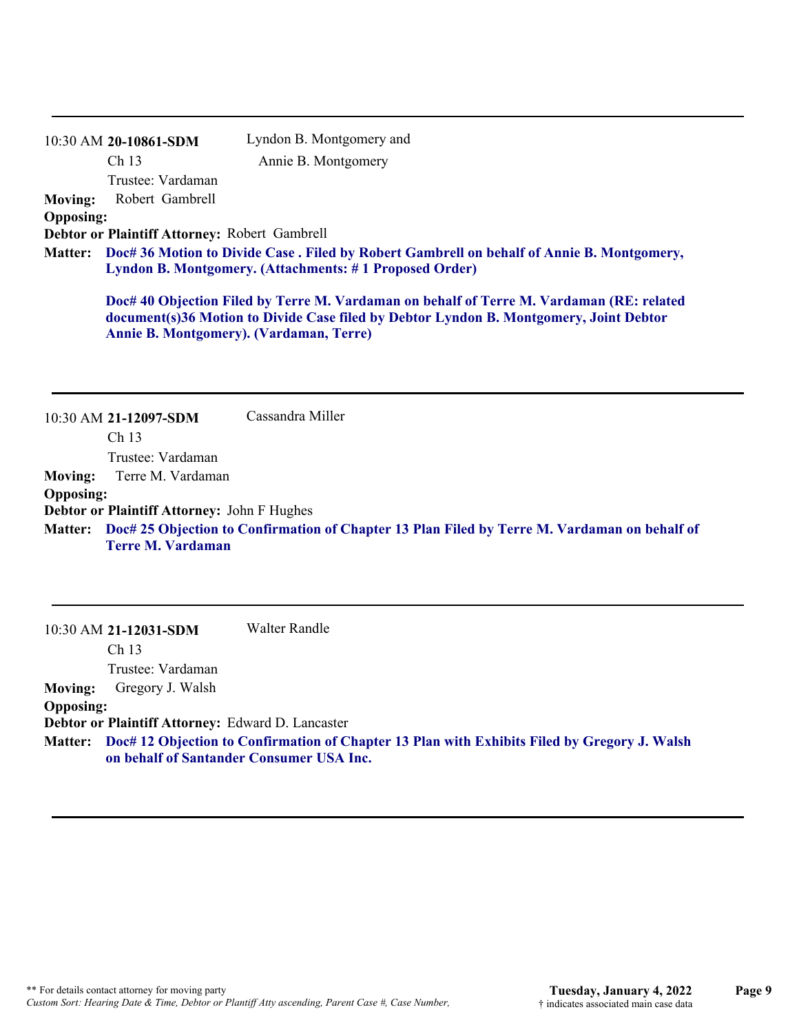---

10:30 AM **20-10861-SDM** Lyndon B. Montgomery and Annie B. Montgomery

Ch 13

Trustee: Vardaman

**Moving:** Robert Gambrell

**Opposing:**

**Debtor or Plaintiff Attorney:** Robert Gambrell

**Matter:** **Doc# 36 Motion to Divide Case . Filed by Robert Gambrell on behalf of Annie B. Montgomery, Lyndon B. Montgomery. (Attachments: # 1 Proposed Order)**

**Doc# 40 Objection Filed by Terre M. Vardaman on behalf of Terre M. Vardaman (RE: related document(s)36 Motion to Divide Case filed by Debtor Lyndon B. Montgomery, Joint Debtor Annie B. Montgomery). (Vardaman, Terre)**

---

10:30 AM **21-12097-SDM** Cassandra Miller

Ch 13

Trustee: Vardaman

**Moving:** Terre M. Vardaman

**Opposing:**

**Debtor or Plaintiff Attorney:** John F Hughes

**Matter:** **Doc# 25 Objection to Confirmation of Chapter 13 Plan Filed by Terre M. Vardaman on behalf of Terre M. Vardaman**

---

10:30 AM **21-12031-SDM** Walter Randle

Ch 13

Trustee: Vardaman

**Moving:** Gregory J. Walsh

**Opposing:**

**Debtor or Plaintiff Attorney:** Edward D. Lancaster

**Matter:** **Doc# 12 Objection to Confirmation of Chapter 13 Plan with Exhibits Filed by Gregory J. Walsh on behalf of Santander Consumer USA Inc.**

---

** For details contact attorney for moving party
*Custom Sort: Hearing Date & Time, Debtor or Plantiff Atty ascending, Parent Case #, Case Number,*

**Tuesday, January 4, 2022**
† indicates associated main case data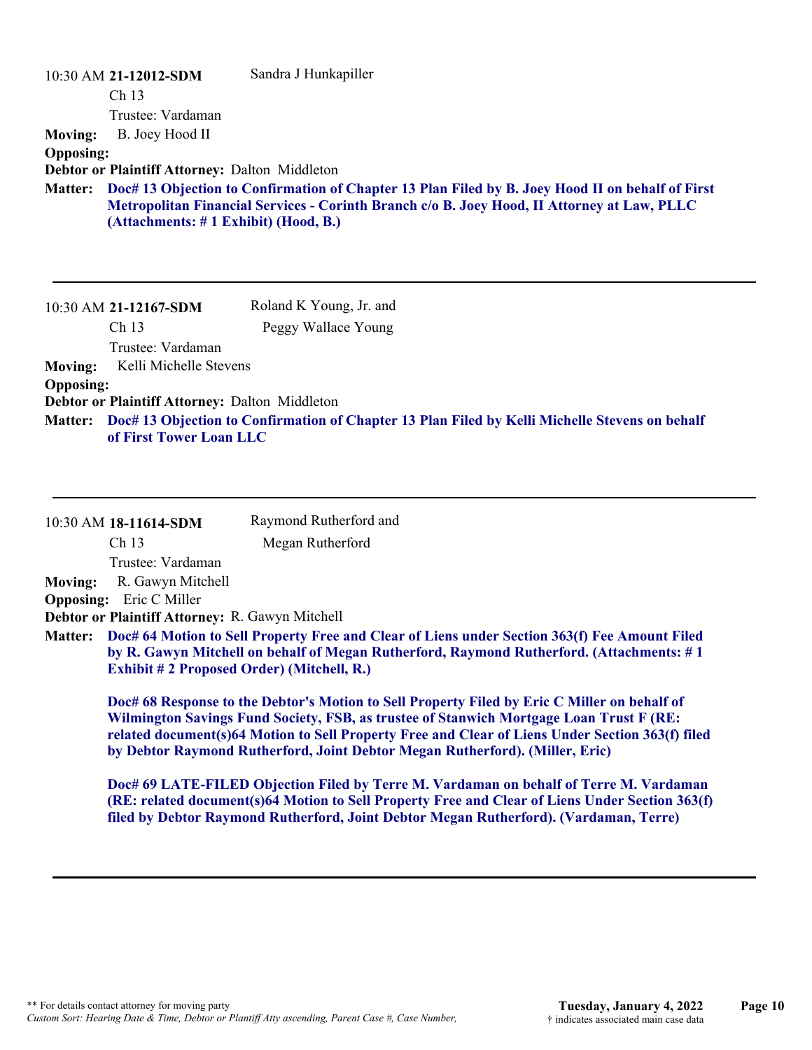10:30 AM **21-12012-SDM** Sandra J Hunkapiller

Ch 13

Trustee: Vardaman

**Moving:** B. Joey Hood II

**Opposing:**

**Debtor or Plaintiff Attorney:** Dalton Middleton

**Matter:** **Doc# 13 Objection to Confirmation of Chapter 13 Plan Filed by B. Joey Hood II on behalf of First Metropolitan Financial Services - Corinth Branch c/o B. Joey Hood, II Attorney at Law, PLLC (Attachments: # 1 Exhibit) (Hood, B.)**

---

10:30 AM **21-12167-SDM** Roland K Young, Jr. and Peggy Wallace Young

Ch 13

Trustee: Vardaman

**Moving:** Kelli Michelle Stevens

**Opposing:**

**Debtor or Plaintiff Attorney:** Dalton Middleton

**Matter:** **Doc# 13 Objection to Confirmation of Chapter 13 Plan Filed by Kelli Michelle Stevens on behalf of First Tower Loan LLC**

---

10:30 AM **18-11614-SDM** Raymond Rutherford and Megan Rutherford

Ch 13

Trustee: Vardaman

**Moving:** R. Gawyn Mitchell

**Opposing:** Eric C Miller

**Debtor or Plaintiff Attorney:** R. Gawyn Mitchell

**Matter:** **Doc# 64 Motion to Sell Property Free and Clear of Liens under Section 363(f) Fee Amount Filed by R. Gawyn Mitchell on behalf of Megan Rutherford, Raymond Rutherford. (Attachments: # 1 Exhibit # 2 Proposed Order) (Mitchell, R.)**

**Doc# 68 Response to the Debtor's Motion to Sell Property Filed by Eric C Miller on behalf of Wilmington Savings Fund Society, FSB, as trustee of Stanwich Mortgage Loan Trust F (RE: related document(s)64 Motion to Sell Property Free and Clear of Liens Under Section 363(f) filed by Debtor Raymond Rutherford, Joint Debtor Megan Rutherford). (Miller, Eric)**

**Doc# 69 LATE-FILED Objection Filed by Terre M. Vardaman on behalf of Terre M. Vardaman (RE: related document(s)64 Motion to Sell Property Free and Clear of Liens Under Section 363(f) filed by Debtor Raymond Rutherford, Joint Debtor Megan Rutherford). (Vardaman, Terre)**

---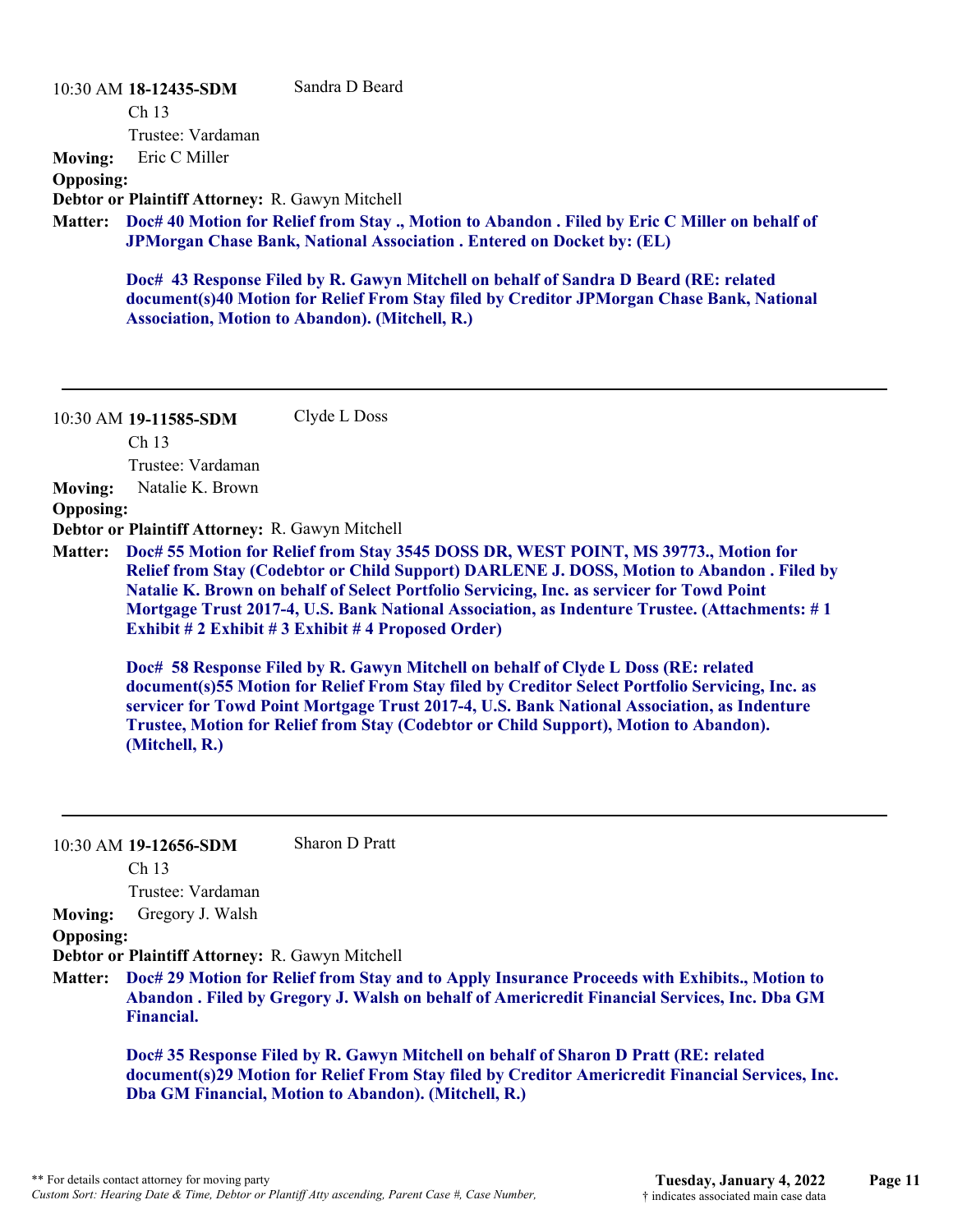10:30 AM **18-12435-SDM** Sandra D Beard

Ch 13

Trustee: Vardaman

**Moving:** Eric C Miller

**Opposing:**

**Debtor or Plaintiff Attorney:** R. Gawyn Mitchell

**Matter:** **Doc# 40 Motion for Relief from Stay ., Motion to Abandon . Filed by Eric C Miller on behalf of JPMorgan Chase Bank, National Association . Entered on Docket by: (EL)**

**Doc# 43 Response Filed by R. Gawyn Mitchell on behalf of Sandra D Beard (RE: related document(s)40 Motion for Relief From Stay filed by Creditor JPMorgan Chase Bank, National Association, Motion to Abandon). (Mitchell, R.)**

---

10:30 AM **19-11585-SDM** Clyde L Doss

Ch 13

Trustee: Vardaman

**Moving:** Natalie K. Brown

**Opposing:**

**Debtor or Plaintiff Attorney:** R. Gawyn Mitchell

**Matter:** **Doc# 55 Motion for Relief from Stay 3545 DOSS DR, WEST POINT, MS 39773., Motion for Relief from Stay (Codebtor or Child Support) DARLENE J. DOSS, Motion to Abandon . Filed by Natalie K. Brown on behalf of Select Portfolio Servicing, Inc. as servicer for Towd Point Mortgage Trust 2017-4, U.S. Bank National Association, as Indenture Trustee. (Attachments: # 1 Exhibit # 2 Exhibit # 3 Exhibit # 4 Proposed Order)**

**Doc# 58 Response Filed by R. Gawyn Mitchell on behalf of Clyde L Doss (RE: related document(s)55 Motion for Relief From Stay filed by Creditor Select Portfolio Servicing, Inc. as servicer for Towd Point Mortgage Trust 2017-4, U.S. Bank National Association, as Indenture Trustee, Motion for Relief from Stay (Codebtor or Child Support), Motion to Abandon). (Mitchell, R.)**

---

10:30 AM **19-12656-SDM** Sharon D Pratt

Ch 13

Trustee: Vardaman

**Moving:** Gregory J. Walsh

**Opposing:**

**Debtor or Plaintiff Attorney:** R. Gawyn Mitchell

**Matter:** **Doc# 29 Motion for Relief from Stay and to Apply Insurance Proceeds with Exhibits., Motion to Abandon . Filed by Gregory J. Walsh on behalf of Americredit Financial Services, Inc. Dba GM Financial.**

**Doc# 35 Response Filed by R. Gawyn Mitchell on behalf of Sharon D Pratt (RE: related document(s)29 Motion for Relief From Stay filed by Creditor Americredit Financial Services, Inc. Dba GM Financial, Motion to Abandon). (Mitchell, R.)**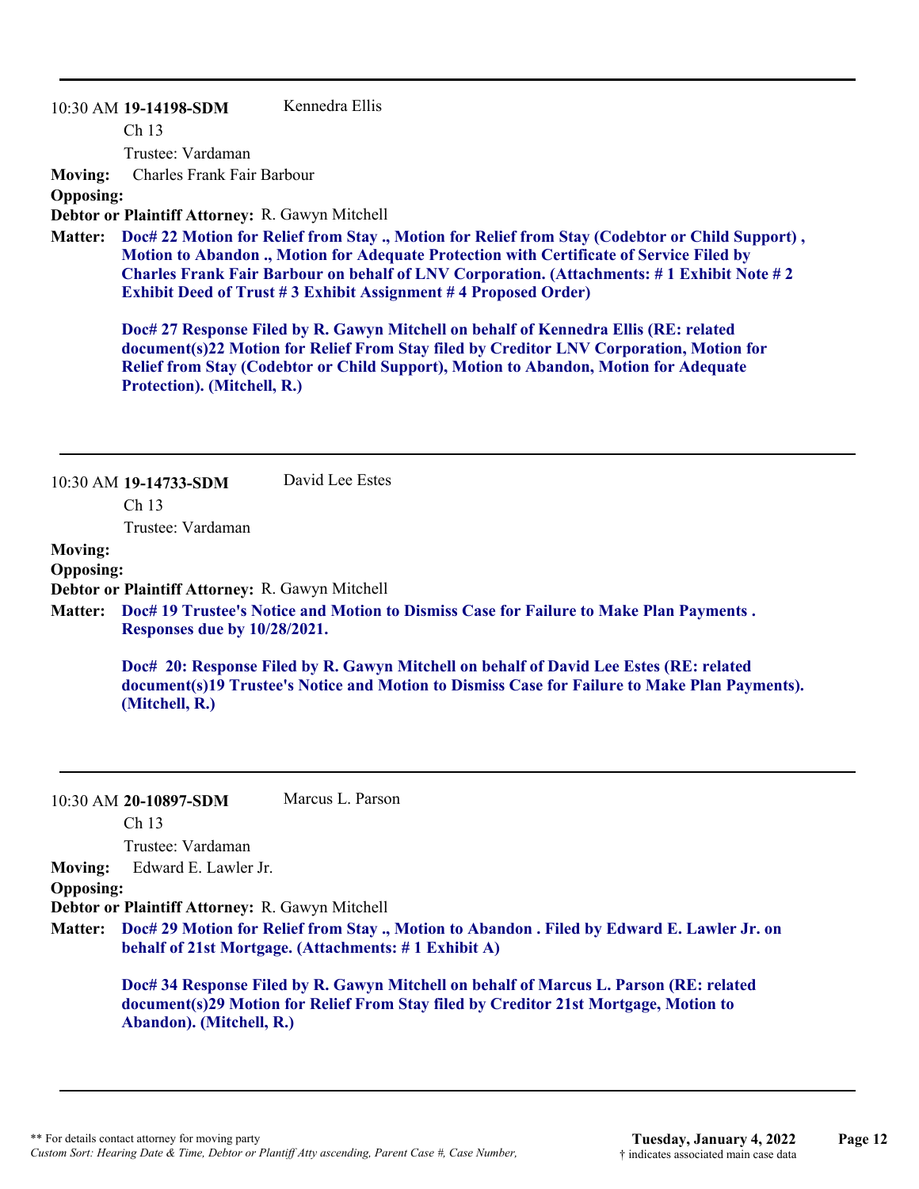---

10:30 AM **19-14198-SDM** Kennedra Ellis

Ch 13

Trustee: Vardaman

**Moving:** Charles Frank Fair Barbour

**Opposing:**

**Debtor or Plaintiff Attorney:** R. Gawyn Mitchell

**Matter:** **Doc# 22 Motion for Relief from Stay ., Motion for Relief from Stay (Codebtor or Child Support) , Motion to Abandon ., Motion for Adequate Protection with Certificate of Service Filed by Charles Frank Fair Barbour on behalf of LNV Corporation. (Attachments: # 1 Exhibit Note # 2 Exhibit Deed of Trust # 3 Exhibit Assignment # 4 Proposed Order)**

**Doc# 27 Response Filed by R. Gawyn Mitchell on behalf of Kennedra Ellis (RE: related document(s)22 Motion for Relief From Stay filed by Creditor LNV Corporation, Motion for Relief from Stay (Codebtor or Child Support), Motion to Abandon, Motion for Adequate Protection). (Mitchell, R.)**

---

10:30 AM **19-14733-SDM** David Lee Estes

Ch 13

Trustee: Vardaman

**Moving:**

**Opposing:**

**Debtor or Plaintiff Attorney:** R. Gawyn Mitchell

**Matter:** **Doc# 19 Trustee's Notice and Motion to Dismiss Case for Failure to Make Plan Payments . Responses due by 10/28/2021.**

**Doc# 20: Response Filed by R. Gawyn Mitchell on behalf of David Lee Estes (RE: related document(s)19 Trustee's Notice and Motion to Dismiss Case for Failure to Make Plan Payments). (Mitchell, R.)**

---

10:30 AM **20-10897-SDM** Marcus L. Parson

Ch 13

Trustee: Vardaman

**Moving:** Edward E. Lawler Jr.

**Opposing:**

**Debtor or Plaintiff Attorney:** R. Gawyn Mitchell

**Matter:** **Doc# 29 Motion for Relief from Stay ., Motion to Abandon . Filed by Edward E. Lawler Jr. on behalf of 21st Mortgage. (Attachments: # 1 Exhibit A)**

**Doc# 34 Response Filed by R. Gawyn Mitchell on behalf of Marcus L. Parson (RE: related document(s)29 Motion for Relief From Stay filed by Creditor 21st Mortgage, Motion to Abandon). (Mitchell, R.)**

---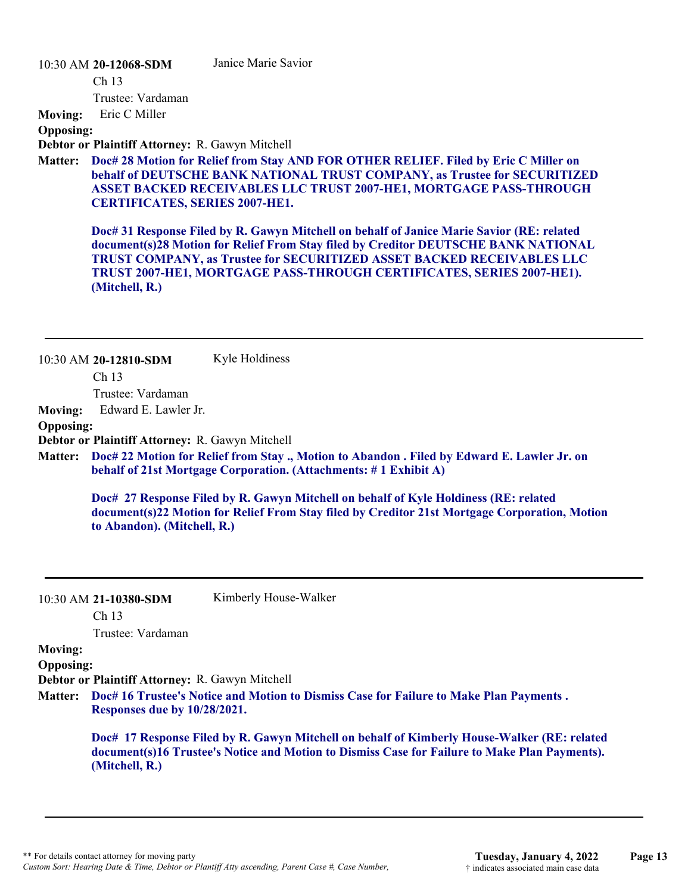10:30 AM **20-12068-SDM** Janice Marie Savior

Ch 13

Trustee: Vardaman

**Moving:** Eric C Miller

**Opposing:**

**Debtor or Plaintiff Attorney:** R. Gawyn Mitchell

**Matter:** **Doc# 28 Motion for Relief from Stay AND FOR OTHER RELIEF. Filed by Eric C Miller on behalf of DEUTSCHE BANK NATIONAL TRUST COMPANY, as Trustee for SECURITIZED ASSET BACKED RECEIVABLES LLC TRUST 2007-HE1, MORTGAGE PASS-THROUGH CERTIFICATES, SERIES 2007-HE1.**

**Doc# 31 Response Filed by R. Gawyn Mitchell on behalf of Janice Marie Savior (RE: related document(s)28 Motion for Relief From Stay filed by Creditor DEUTSCHE BANK NATIONAL TRUST COMPANY, as Trustee for SECURITIZED ASSET BACKED RECEIVABLES LLC TRUST 2007-HE1, MORTGAGE PASS-THROUGH CERTIFICATES, SERIES 2007-HE1). (Mitchell, R.)**

---

10:30 AM **20-12810-SDM** Kyle Holdiness

Ch 13

Trustee: Vardaman

**Moving:** Edward E. Lawler Jr.

**Opposing:**

**Debtor or Plaintiff Attorney:** R. Gawyn Mitchell

**Matter:** **Doc# 22 Motion for Relief from Stay ., Motion to Abandon . Filed by Edward E. Lawler Jr. on behalf of 21st Mortgage Corporation. (Attachments: # 1 Exhibit A)**

**Doc# 27 Response Filed by R. Gawyn Mitchell on behalf of Kyle Holdiness (RE: related document(s)22 Motion for Relief From Stay filed by Creditor 21st Mortgage Corporation, Motion to Abandon). (Mitchell, R.)**

---

10:30 AM **21-10380-SDM** Kimberly House-Walker

Ch 13

Trustee: Vardaman

**Moving:**

**Opposing:**

**Debtor or Plaintiff Attorney:** R. Gawyn Mitchell

**Matter:** **Doc# 16 Trustee's Notice and Motion to Dismiss Case for Failure to Make Plan Payments . Responses due by 10/28/2021.**

**Doc# 17 Response Filed by R. Gawyn Mitchell on behalf of Kimberly House-Walker (RE: related document(s)16 Trustee's Notice and Motion to Dismiss Case for Failure to Make Plan Payments). (Mitchell, R.)**

---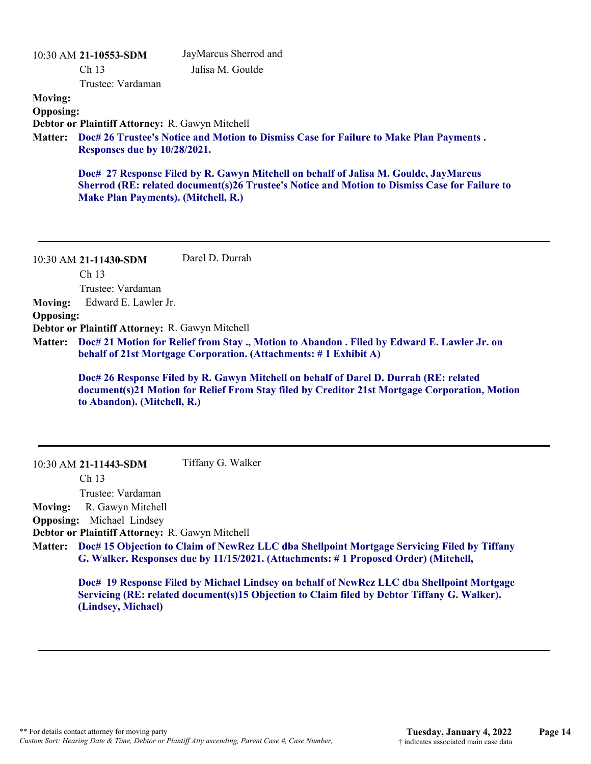10:30 AM **21-10553-SDM** JayMarcus Sherrod and Jalisa M. Goulde

Ch 13

Trustee: Vardaman

**Moving:**

**Opposing:**

**Debtor or Plaintiff Attorney:** R. Gawyn Mitchell

**Matter:** **Doc# 26 Trustee's Notice and Motion to Dismiss Case for Failure to Make Plan Payments . Responses due by 10/28/2021.**

**Doc# 27 Response Filed by R. Gawyn Mitchell on behalf of Jalisa M. Goulde, JayMarcus Sherrod (RE: related document(s)26 Trustee's Notice and Motion to Dismiss Case for Failure to Make Plan Payments). (Mitchell, R.)**

---

10:30 AM **21-11430-SDM** Darel D. Durrah

Ch 13

Trustee: Vardaman

**Moving:** Edward E. Lawler Jr.

**Opposing:**

**Debtor or Plaintiff Attorney:** R. Gawyn Mitchell

**Matter:** **Doc# 21 Motion for Relief from Stay ., Motion to Abandon . Filed by Edward E. Lawler Jr. on behalf of 21st Mortgage Corporation. (Attachments: # 1 Exhibit A)**

**Doc# 26 Response Filed by R. Gawyn Mitchell on behalf of Darel D. Durrah (RE: related document(s)21 Motion for Relief From Stay filed by Creditor 21st Mortgage Corporation, Motion to Abandon). (Mitchell, R.)**

---

10:30 AM **21-11443-SDM** Tiffany G. Walker

Ch 13

Trustee: Vardaman

**Moving:** R. Gawyn Mitchell

**Opposing:** Michael Lindsey

**Debtor or Plaintiff Attorney:** R. Gawyn Mitchell

**Matter:** **Doc# 15 Objection to Claim of NewRez LLC dba Shellpoint Mortgage Servicing Filed by Tiffany G. Walker. Responses due by 11/15/2021. (Attachments: # 1 Proposed Order) (Mitchell,**

**Doc# 19 Response Filed by Michael Lindsey on behalf of NewRez LLC dba Shellpoint Mortgage Servicing (RE: related document(s)15 Objection to Claim filed by Debtor Tiffany G. Walker). (Lindsey, Michael)**

---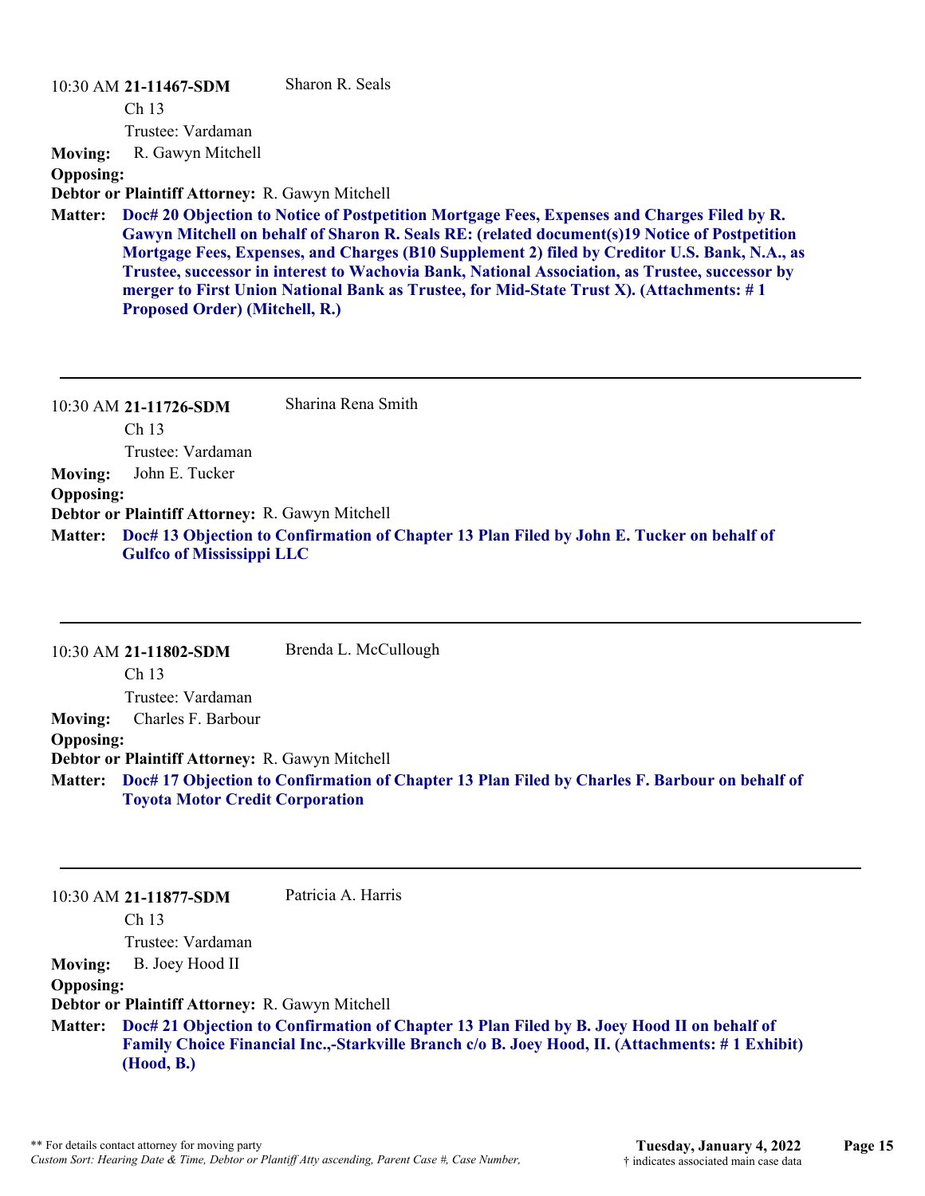10:30 AM **21-11467-SDM** Sharon R. Seals
Ch 13
Trustee: Vardaman

**Moving:** R. Gawyn Mitchell
**Opposing:**
**Debtor or Plaintiff Attorney:** R. Gawyn Mitchell
**Matter:** **Doc# 20 Objection to Notice of Postpetition Mortgage Fees, Expenses and Charges Filed by R. Gawyn Mitchell on behalf of Sharon R. Seals RE: (related document(s)19 Notice of Postpetition Mortgage Fees, Expenses, and Charges (B10 Supplement 2) filed by Creditor U.S. Bank, N.A., as Trustee, successor in interest to Wachovia Bank, National Association, as Trustee, successor by merger to First Union National Bank as Trustee, for Mid-State Trust X). (Attachments: # 1 Proposed Order) (Mitchell, R.)**

---

10:30 AM **21-11726-SDM** Sharina Rena Smith
Ch 13
Trustee: Vardaman

**Moving:** John E. Tucker
**Opposing:**
**Debtor or Plaintiff Attorney:** R. Gawyn Mitchell
**Matter:** **Doc# 13 Objection to Confirmation of Chapter 13 Plan Filed by John E. Tucker on behalf of Gulfco of Mississippi LLC**

---

10:30 AM **21-11802-SDM** Brenda L. McCullough
Ch 13
Trustee: Vardaman

**Moving:** Charles F. Barbour
**Opposing:**
**Debtor or Plaintiff Attorney:** R. Gawyn Mitchell
**Matter:** **Doc# 17 Objection to Confirmation of Chapter 13 Plan Filed by Charles F. Barbour on behalf of Toyota Motor Credit Corporation**

---

10:30 AM **21-11877-SDM** Patricia A. Harris
Ch 13
Trustee: Vardaman

**Moving:** B. Joey Hood II
**Opposing:**
**Debtor or Plaintiff Attorney:** R. Gawyn Mitchell
**Matter:** **Doc# 21 Objection to Confirmation of Chapter 13 Plan Filed by B. Joey Hood II on behalf of Family Choice Financial Inc.,-Starkville Branch c/o B. Joey Hood, II. (Attachments: # 1 Exhibit) (Hood, B.)**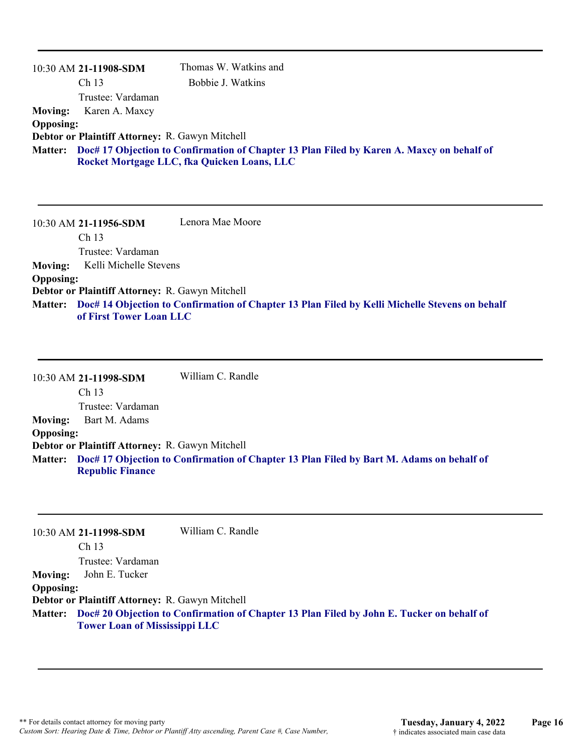---

10:30 AM **21-11908-SDM** Thomas W. Watkins and Bobbie J. Watkins

Ch 13

Trustee: Vardaman

**Moving:** Karen A. Maxcy

**Opposing:**

**Debtor or Plaintiff Attorney:** R. Gawyn Mitchell

**Matter:** **Doc# 17 Objection to Confirmation of Chapter 13 Plan Filed by Karen A. Maxcy on behalf of Rocket Mortgage LLC, fka Quicken Loans, LLC**

---

10:30 AM **21-11956-SDM** Lenora Mae Moore

Ch 13

Trustee: Vardaman

**Moving:** Kelli Michelle Stevens

**Opposing:**

**Debtor or Plaintiff Attorney:** R. Gawyn Mitchell

**Matter:** **Doc# 14 Objection to Confirmation of Chapter 13 Plan Filed by Kelli Michelle Stevens on behalf of First Tower Loan LLC**

---

10:30 AM **21-11998-SDM** William C. Randle

Ch 13

Trustee: Vardaman

**Moving:** Bart M. Adams

**Opposing:**

**Debtor or Plaintiff Attorney:** R. Gawyn Mitchell

**Matter:** **Doc# 17 Objection to Confirmation of Chapter 13 Plan Filed by Bart M. Adams on behalf of Republic Finance**

---

10:30 AM **21-11998-SDM** William C. Randle

Ch 13

Trustee: Vardaman

**Moving:** John E. Tucker

**Opposing:**

**Debtor or Plaintiff Attorney:** R. Gawyn Mitchell

**Matter:** **Doc# 20 Objection to Confirmation of Chapter 13 Plan Filed by John E. Tucker on behalf of Tower Loan of Mississippi LLC**

---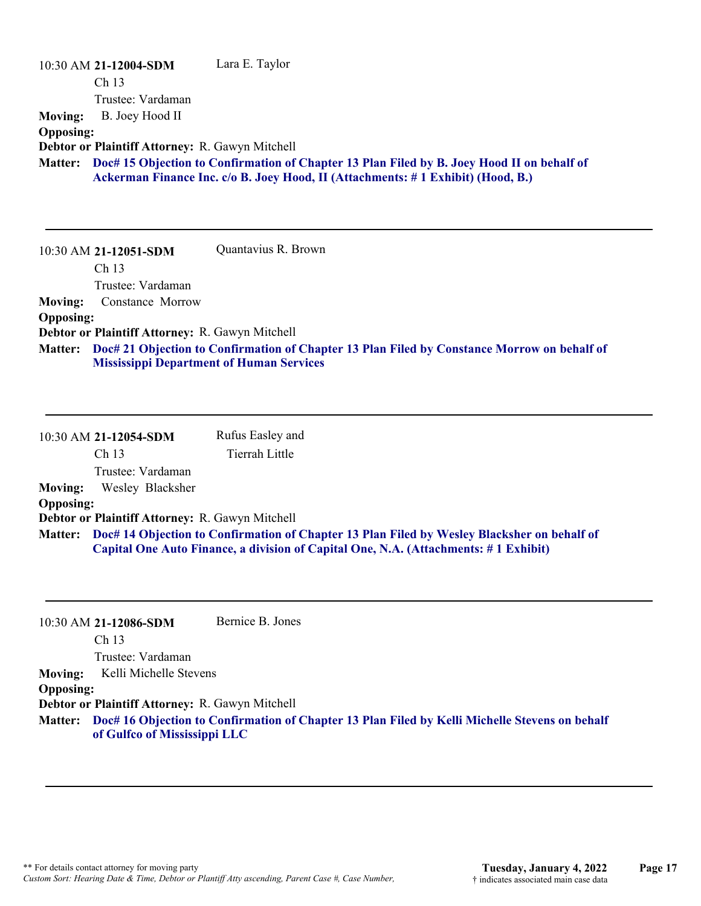10:30 AM **21-12004-SDM** Lara E. Taylor

Ch 13

Trustee: Vardaman

**Moving:** B. Joey Hood II

**Opposing:**

**Debtor or Plaintiff Attorney:** R. Gawyn Mitchell

**Matter:** **Doc# 15 Objection to Confirmation of Chapter 13 Plan Filed by B. Joey Hood II on behalf of Ackerman Finance Inc. c/o B. Joey Hood, II (Attachments: # 1 Exhibit) (Hood, B.)**

---

10:30 AM **21-12051-SDM** Quantavius R. Brown

Ch 13

Trustee: Vardaman

**Moving:** Constance Morrow

**Opposing:**

**Debtor or Plaintiff Attorney:** R. Gawyn Mitchell

**Matter:** **Doc# 21 Objection to Confirmation of Chapter 13 Plan Filed by Constance Morrow on behalf of Mississippi Department of Human Services**

---

10:30 AM **21-12054-SDM** Rufus Easley and Tierrah Little

Ch 13

Trustee: Vardaman

**Moving:** Wesley Blacksher

**Opposing:**

**Debtor or Plaintiff Attorney:** R. Gawyn Mitchell

**Matter:** **Doc# 14 Objection to Confirmation of Chapter 13 Plan Filed by Wesley Blacksher on behalf of Capital One Auto Finance, a division of Capital One, N.A. (Attachments: # 1 Exhibit)**

---

10:30 AM **21-12086-SDM** Bernice B. Jones

Ch 13

Trustee: Vardaman

**Moving:** Kelli Michelle Stevens

**Opposing:**

**Debtor or Plaintiff Attorney:** R. Gawyn Mitchell

**Matter:** **Doc# 16 Objection to Confirmation of Chapter 13 Plan Filed by Kelli Michelle Stevens on behalf of Gulfco of Mississippi LLC**

---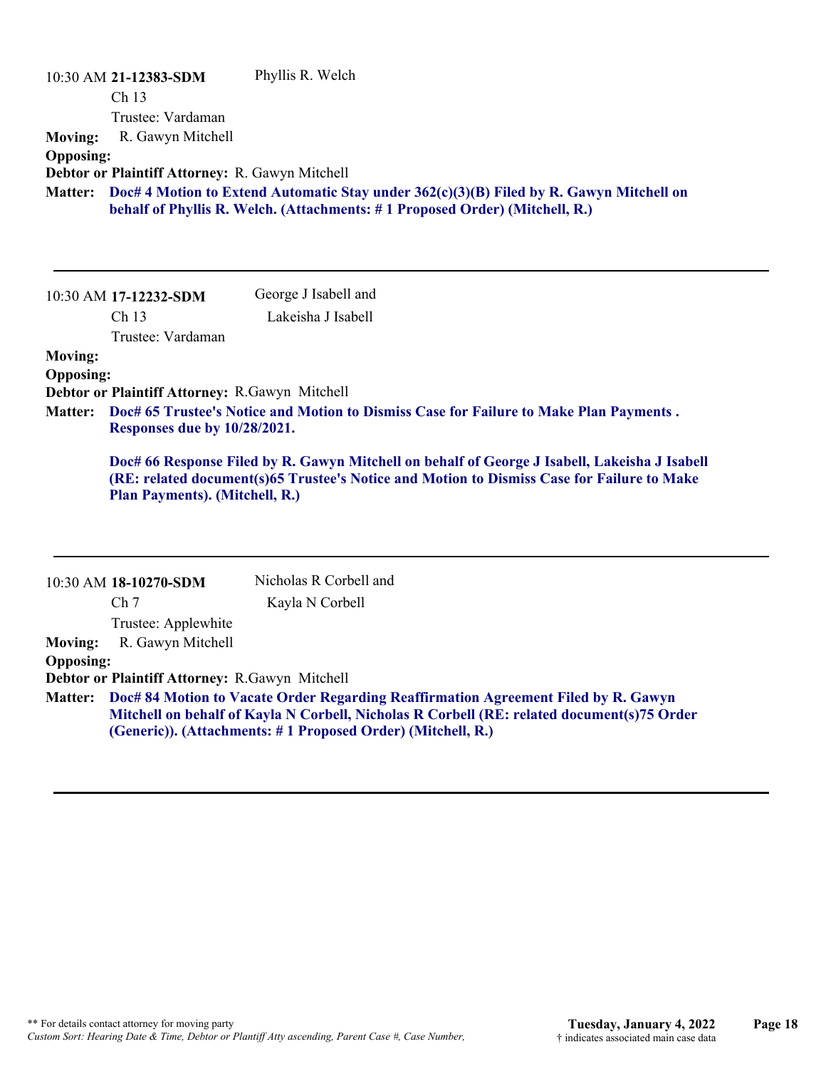10:30 AM **21-12383-SDM** Phyllis R. Welch
Ch 13
Trustee: Vardaman

**Moving:** R. Gawyn Mitchell
**Opposing:**
**Debtor or Plaintiff Attorney:** R. Gawyn Mitchell
**Matter:** **Doc# 4 Motion to Extend Automatic Stay under 362(c)(3)(B) Filed by R. Gawyn Mitchell on behalf of Phyllis R. Welch. (Attachments: # 1 Proposed Order) (Mitchell, R.)**

---

10:30 AM **17-12232-SDM** George J Isabell and Lakeisha J Isabell
Ch 13
Trustee: Vardaman

**Moving:**
**Opposing:**
**Debtor or Plaintiff Attorney:** R.Gawyn Mitchell
**Matter:** **Doc# 65 Trustee's Notice and Motion to Dismiss Case for Failure to Make Plan Payments . Responses due by 10/28/2021.**

**Doc# 66 Response Filed by R. Gawyn Mitchell on behalf of George J Isabell, Lakeisha J Isabell (RE: related document(s)65 Trustee's Notice and Motion to Dismiss Case for Failure to Make Plan Payments). (Mitchell, R.)**

---

10:30 AM **18-10270-SDM** Nicholas R Corbell and Kayla N Corbell
Ch 7
Trustee: Applewhite

**Moving:** R. Gawyn Mitchell
**Opposing:**
**Debtor or Plaintiff Attorney:** R.Gawyn Mitchell
**Matter:** **Doc# 84 Motion to Vacate Order Regarding Reaffirmation Agreement Filed by R. Gawyn Mitchell on behalf of Kayla N Corbell, Nicholas R Corbell (RE: related document(s)75 Order (Generic)). (Attachments: # 1 Proposed Order) (Mitchell, R.)**

---

** For details contact attorney for moving party
*Custom Sort: Hearing Date & Time, Debtor or Plantiff Atty ascending, Parent Case #, Case Number,*

**Tuesday, January 4, 2022**
† indicates associated main case data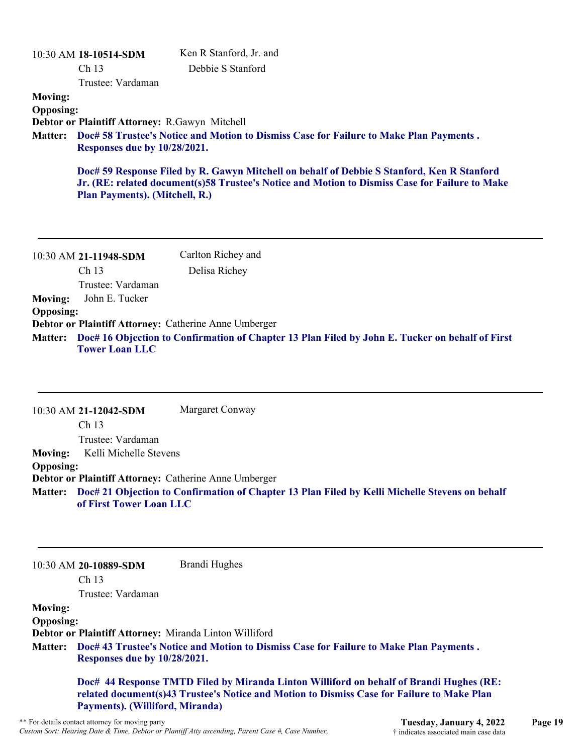10:30 AM **18-10514-SDM** Ken R Stanford, Jr. and Debbie S Stanford
Ch 13
Trustee: Vardaman

**Moving:**
**Opposing:**
**Debtor or Plaintiff Attorney:** R.Gawyn Mitchell
**Matter:** **Doc# 58 Trustee's Notice and Motion to Dismiss Case for Failure to Make Plan Payments . Responses due by 10/28/2021.**

**Doc# 59 Response Filed by R. Gawyn Mitchell on behalf of Debbie S Stanford, Ken R Stanford Jr. (RE: related document(s)58 Trustee's Notice and Motion to Dismiss Case for Failure to Make Plan Payments). (Mitchell, R.)**

---

10:30 AM **21-11948-SDM** Carlton Richey and Delisa Richey
Ch 13
Trustee: Vardaman

**Moving:** John E. Tucker
**Opposing:**
**Debtor or Plaintiff Attorney:** Catherine Anne Umberger
**Matter:** **Doc# 16 Objection to Confirmation of Chapter 13 Plan Filed by John E. Tucker on behalf of First Tower Loan LLC**

---

10:30 AM **21-12042-SDM** Margaret Conway
Ch 13
Trustee: Vardaman

**Moving:** Kelli Michelle Stevens
**Opposing:**
**Debtor or Plaintiff Attorney:** Catherine Anne Umberger
**Matter:** **Doc# 21 Objection to Confirmation of Chapter 13 Plan Filed by Kelli Michelle Stevens on behalf of First Tower Loan LLC**

---

10:30 AM **20-10889-SDM** Brandi Hughes
Ch 13
Trustee: Vardaman

**Moving:**
**Opposing:**
**Debtor or Plaintiff Attorney:** Miranda Linton Williford
**Matter:** **Doc# 43 Trustee's Notice and Motion to Dismiss Case for Failure to Make Plan Payments . Responses due by 10/28/2021.**

**Doc# 44 Response TMTD Filed by Miranda Linton Williford on behalf of Brandi Hughes (RE: related document(s)43 Trustee's Notice and Motion to Dismiss Case for Failure to Make Plan Payments). (Williford, Miranda)**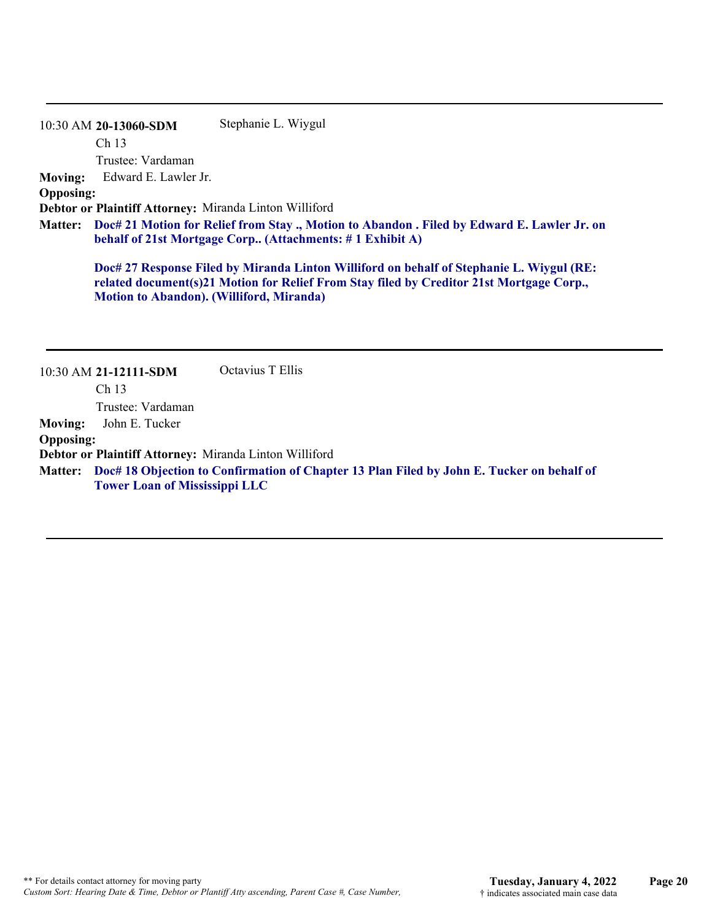---

10:30 AM **20-13060-SDM** Stephanie L. Wiygul

Ch 13

Trustee: Vardaman

**Moving:** Edward E. Lawler Jr.

**Opposing:**

**Debtor or Plaintiff Attorney:** Miranda Linton Williford

**Matter:** **Doc# 21 Motion for Relief from Stay ., Motion to Abandon . Filed by Edward E. Lawler Jr. on behalf of 21st Mortgage Corp.. (Attachments: # 1 Exhibit A)**

**Doc# 27 Response Filed by Miranda Linton Williford on behalf of Stephanie L. Wiygul (RE: related document(s)21 Motion for Relief From Stay filed by Creditor 21st Mortgage Corp., Motion to Abandon). (Williford, Miranda)**

---

10:30 AM **21-12111-SDM** Octavius T Ellis

Ch 13

Trustee: Vardaman

**Moving:** John E. Tucker

**Opposing:**

**Debtor or Plaintiff Attorney:** Miranda Linton Williford

**Matter:** **Doc# 18 Objection to Confirmation of Chapter 13 Plan Filed by John E. Tucker on behalf of Tower Loan of Mississippi LLC**

---

** For details contact attorney for moving party

*Custom Sort: Hearing Date & Time, Debtor or Plantiff Atty ascending, Parent Case #, Case Number,*

**Tuesday, January 4, 2022**

† indicates associated main case data